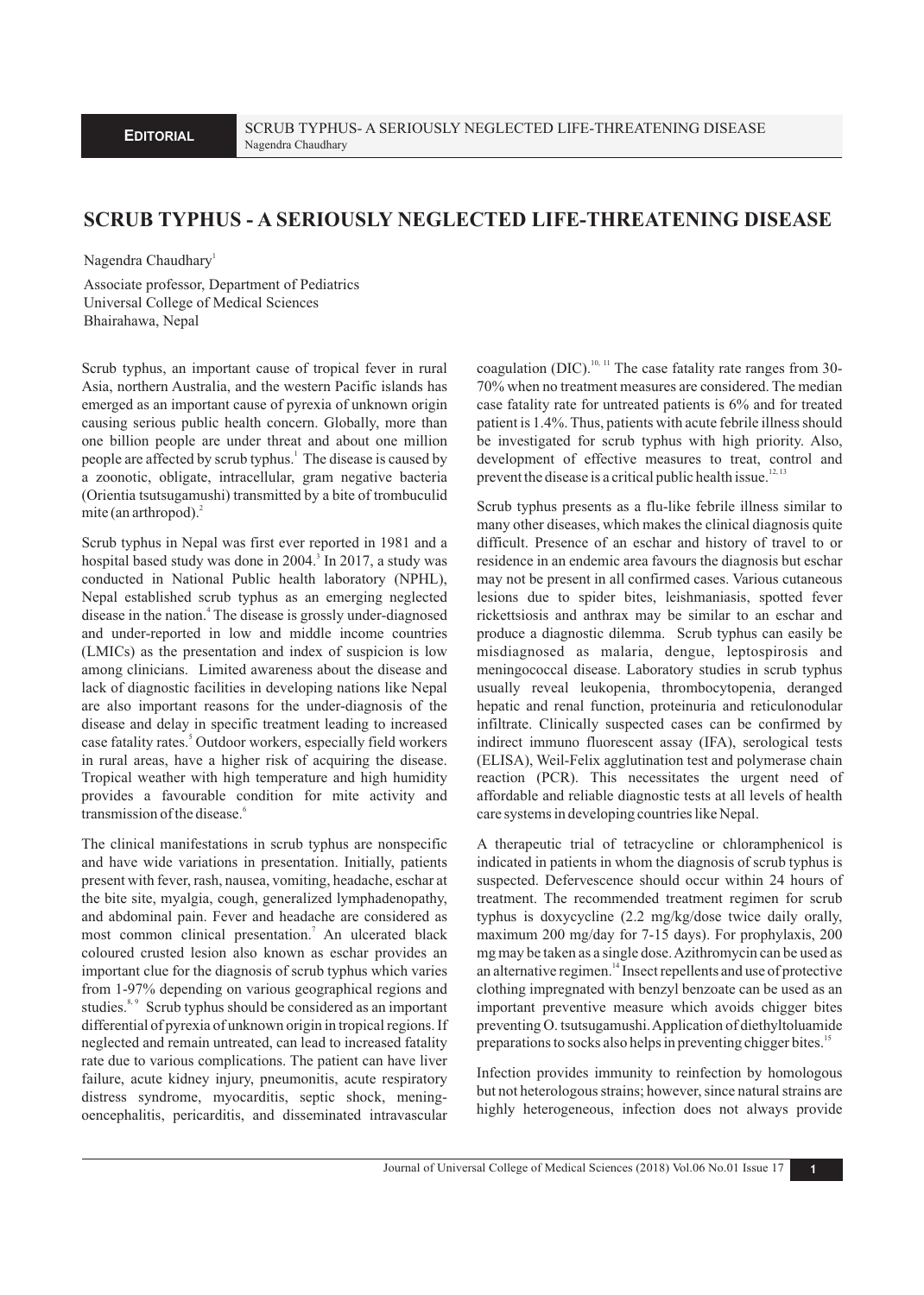# SCRUB TYPHUS - A SERIOUSLY NEGLECTED LIFE-THREATENING DISEASE

Nagendra Chaudhary[1]

Associate professor, Department of Pediatrics
Universal College of Medical Sciences
Bhairahawa, Nepal

Scrub typhus, an important cause of tropical fever in rural Asia, northern Australia, and the western Pacific islands has emerged as an important cause of pyrexia of unknown origin causing serious public health concern. Globally, more than one billion people are under threat and about one million people are affected by scrub typhus.[1] The disease is caused by a zoonotic, obligate, intracellular, gram negative bacteria (Orientia tsutsugamushi) transmitted by a bite of trombuculid mite (an arthropod).[2]

Scrub typhus in Nepal was first ever reported in 1981 and a hospital based study was done in 2004.[3] In 2017, a study was conducted in National Public health laboratory (NPHL), Nepal established scrub typhus as an emerging neglected disease in the nation.[4] The disease is grossly under-diagnosed and under-reported in low and middle income countries (LMICs) as the presentation and index of suspicion is low among clinicians. Limited awareness about the disease and lack of diagnostic facilities in developing nations like Nepal are also important reasons for the under-diagnosis of the disease and delay in specific treatment leading to increased case fatality rates.[5] Outdoor workers, especially field workers in rural areas, have a higher risk of acquiring the disease. Tropical weather with high temperature and high humidity provides a favourable condition for mite activity and transmission of the disease.[6]

The clinical manifestations in scrub typhus are nonspecific and have wide variations in presentation. Initially, patients present with fever, rash, nausea, vomiting, headache, eschar at the bite site, myalgia, cough, generalized lymphadenopathy, and abdominal pain. Fever and headache are considered as most common clinical presentation.[7] An ulcerated black coloured crusted lesion also known as eschar provides an important clue for the diagnosis of scrub typhus which varies from 1-97% depending on various geographical regions and studies.[8, 9] Scrub typhus should be considered as an important differential of pyrexia of unknown origin in tropical regions. If neglected and remain untreated, can lead to increased fatality rate due to various complications. The patient can have liver failure, acute kidney injury, pneumonitis, acute respiratory distress syndrome, myocarditis, septic shock, meningoencephalitis, pericarditis, and disseminated intravascular coagulation (DIC).[10, 11] The case fatality rate ranges from 30-70% when no treatment measures are considered. The median case fatality rate for untreated patients is 6% and for treated patient is 1.4%. Thus, patients with acute febrile illness should be investigated for scrub typhus with high priority. Also, development of effective measures to treat, control and prevent the disease is a critical public health issue.[12, 13]

Scrub typhus presents as a flu-like febrile illness similar to many other diseases, which makes the clinical diagnosis quite difficult. Presence of an eschar and history of travel to or residence in an endemic area favours the diagnosis but eschar may not be present in all confirmed cases. Various cutaneous lesions due to spider bites, leishmaniasis, spotted fever rickettsiosis and anthrax may be similar to an eschar and produce a diagnostic dilemma. Scrub typhus can easily be misdiagnosed as malaria, dengue, leptospirosis and meningococcal disease. Laboratory studies in scrub typhus usually reveal leukopenia, thrombocytopenia, deranged hepatic and renal function, proteinuria and reticulonodular infiltrate. Clinically suspected cases can be confirmed by indirect immuno fluorescent assay (IFA), serological tests (ELISA), Weil-Felix agglutination test and polymerase chain reaction (PCR). This necessitates the urgent need of affordable and reliable diagnostic tests at all levels of health care systems in developing countries like Nepal.

A therapeutic trial of tetracycline or chloramphenicol is indicated in patients in whom the diagnosis of scrub typhus is suspected. Defervescence should occur within 24 hours of treatment. The recommended treatment regimen for scrub typhus is doxycycline (2.2 mg/kg/dose twice daily orally, maximum 200 mg/day for 7-15 days). For prophylaxis, 200 mg may be taken as a single dose. Azithromycin can be used as an alternative regimen.[14] Insect repellents and use of protective clothing impregnated with benzyl benzoate can be used as an important preventive measure which avoids chigger bites preventing O. tsutsugamushi. Application of diethyltoluamide preparations to socks also helps in preventing chigger bites.[15]

Infection provides immunity to reinfection by homologous but not heterologous strains; however, since natural strains are highly heterogeneous, infection does not always provide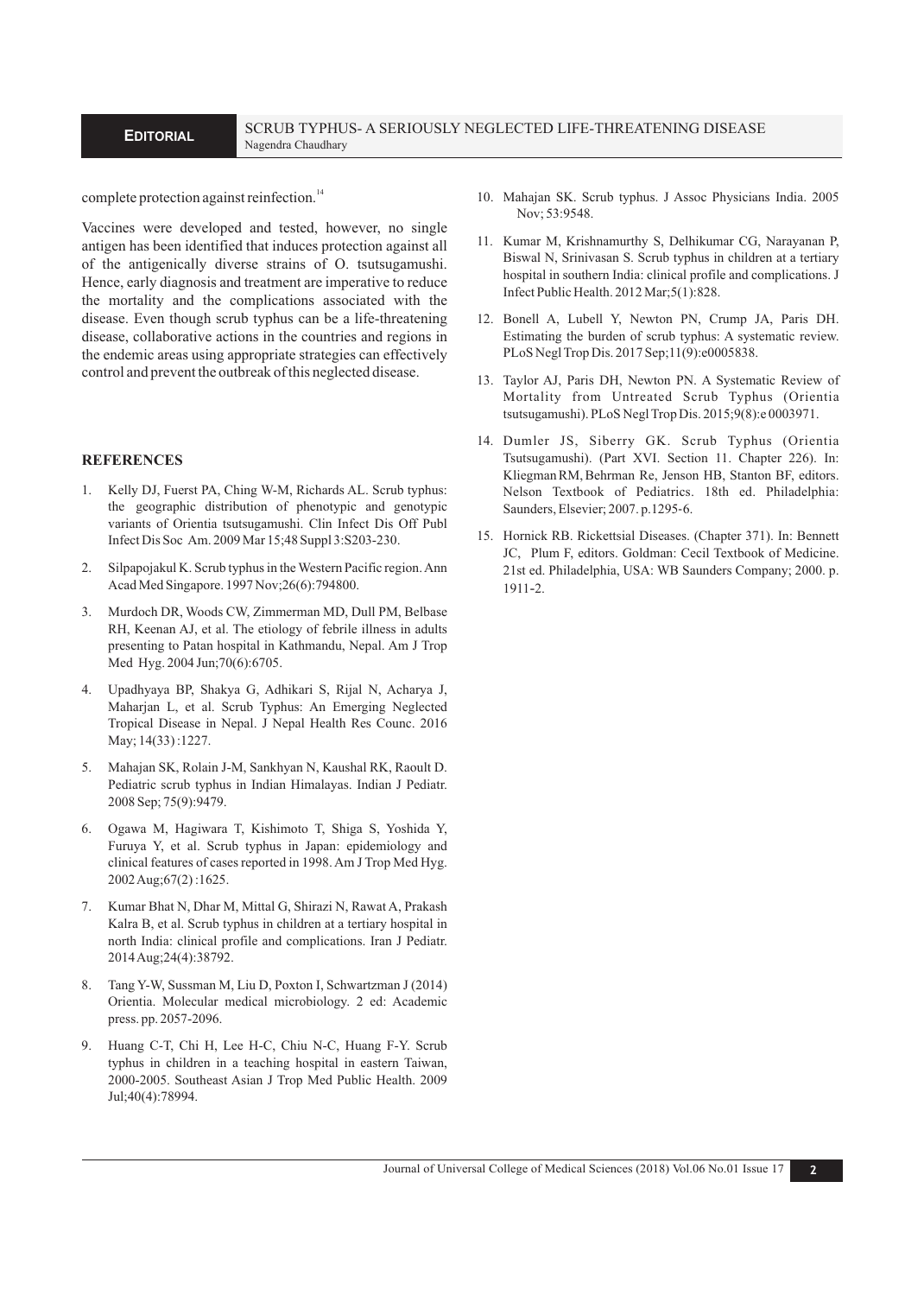complete protection against reinfection.[14]

Vaccines were developed and tested, however, no single antigen has been identified that induces protection against all of the antigenically diverse strains of O. tsutsugamushi. Hence, early diagnosis and treatment are imperative to reduce the mortality and the complications associated with the disease. Even though scrub typhus can be a life-threatening disease, collaborative actions in the countries and regions in the endemic areas using appropriate strategies can effectively control and prevent the outbreak of this neglected disease.

## REFERENCES

1. Kelly DJ, Fuerst PA, Ching W-M, Richards AL. Scrub typhus: the geographic distribution of phenotypic and genotypic variants of Orientia tsutsugamushi. Clin Infect Dis Off Publ Infect Dis Soc Am. 2009 Mar 15;48 Suppl 3:S203-230.
2. Silpapojakul K. Scrub typhus in the Western Pacific region. Ann Acad Med Singapore. 1997 Nov;26(6):794800.
3. Murdoch DR, Woods CW, Zimmerman MD, Dull PM, Belbase RH, Keenan AJ, et al. The etiology of febrile illness in adults presenting to Patan hospital in Kathmandu, Nepal. Am J Trop Med Hyg. 2004 Jun;70(6):6705.
4. Upadhyaya BP, Shakya G, Adhikari S, Rijal N, Acharya J, Maharjan L, et al. Scrub Typhus: An Emerging Neglected Tropical Disease in Nepal. J Nepal Health Res Counc. 2016 May; 14(33) :1227.
5. Mahajan SK, Rolain J-M, Sankhyan N, Kaushal RK, Raoult D. Pediatric scrub typhus in Indian Himalayas. Indian J Pediatr. 2008 Sep; 75(9):9479.
6. Ogawa M, Hagiwara T, Kishimoto T, Shiga S, Yoshida Y, Furuya Y, et al. Scrub typhus in Japan: epidemiology and clinical features of cases reported in 1998. Am J Trop Med Hyg. 2002 Aug;67(2) :1625.
7. Kumar Bhat N, Dhar M, Mittal G, Shirazi N, Rawat A, Prakash Kalra B, et al. Scrub typhus in children at a tertiary hospital in north India: clinical profile and complications. Iran J Pediatr. 2014 Aug;24(4):38792.
8. Tang Y-W, Sussman M, Liu D, Poxton I, Schwartzman J (2014) Orientia. Molecular medical microbiology. 2 ed: Academic press. pp. 2057-2096.
9. Huang C-T, Chi H, Lee H-C, Chiu N-C, Huang F-Y. Scrub typhus in children in a teaching hospital in eastern Taiwan, 2000-2005. Southeast Asian J Trop Med Public Health. 2009 Jul;40(4):78994.
10. Mahajan SK. Scrub typhus. J Assoc Physicians India. 2005 Nov; 53:9548.
11. Kumar M, Krishnamurthy S, Delhikumar CG, Narayanan P, Biswal N, Srinivasan S. Scrub typhus in children at a tertiary hospital in southern India: clinical profile and complications. J Infect Public Health. 2012 Mar;5(1):828.
12. Bonell A, Lubell Y, Newton PN, Crump JA, Paris DH. Estimating the burden of scrub typhus: A systematic review. PLoS Negl Trop Dis. 2017 Sep;11(9):e0005838.
13. Taylor AJ, Paris DH, Newton PN. A Systematic Review of Mortality from Untreated Scrub Typhus (Orientia tsutsugamushi). PLoS Negl Trop Dis. 2015;9(8):e 0003971.
14. Dumler JS, Siberry GK. Scrub Typhus (Orientia Tsutsugamushi). (Part XVI. Section 11. Chapter 226). In: Kliegman RM, Behrman Re, Jenson HB, Stanton BF, editors. Nelson Textbook of Pediatrics. 18th ed. Philadelphia: Saunders, Elsevier; 2007. p.1295-6.
15. Hornick RB. Rickettsial Diseases. (Chapter 371). In: Bennett JC, Plum F, editors. Goldman: Cecil Textbook of Medicine. 21st ed. Philadelphia, USA: WB Saunders Company; 2000. p. 1911-2.